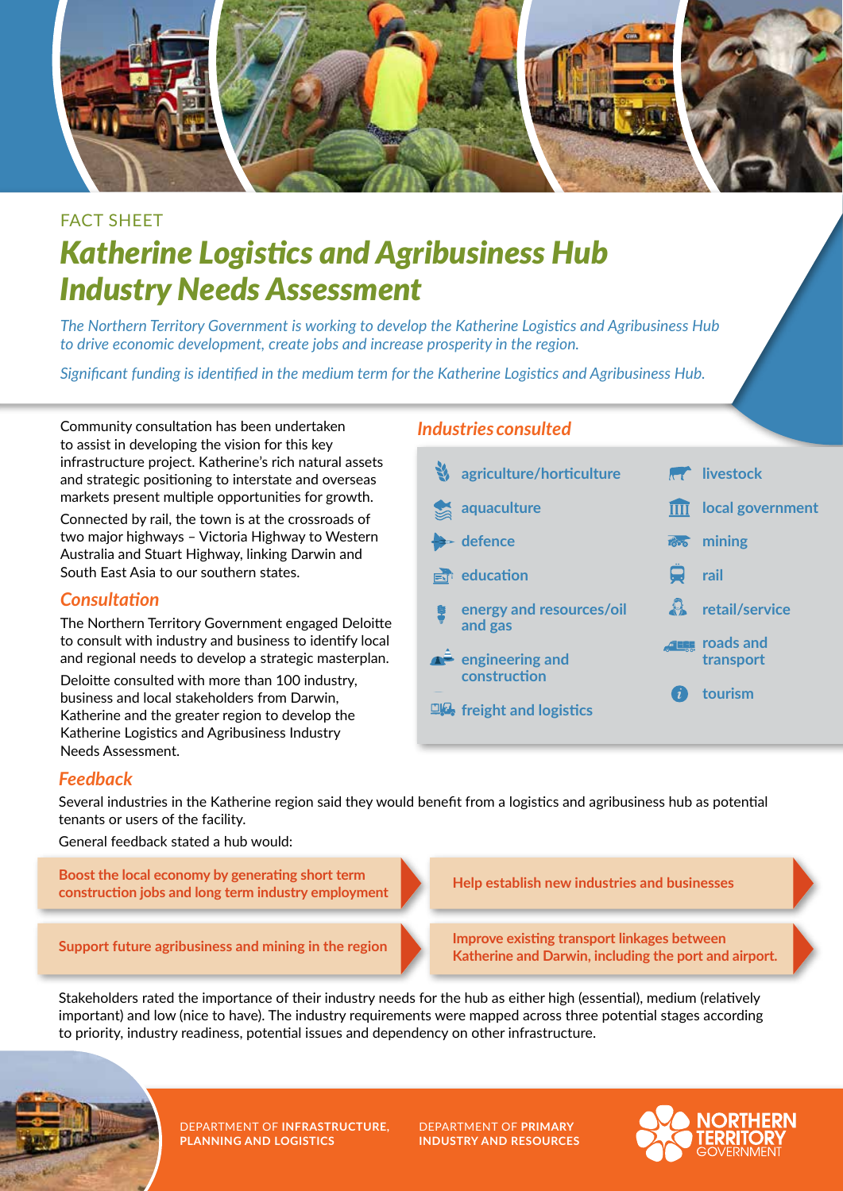FACT SHEET

# *Katherine Logistics and Agribusiness Hub Industry Needs Assessment*

*The Northern Territory Government is working to develop the Katherine Logistics and Agribusiness Hub to drive economic development, create jobs and increase prosperity in the region.*

*Significant funding is identified in the medium term for the Katherine Logistics and Agribusiness Hub.*

Community consultation has been undertaken to assist in developing the vision for this key infrastructure project. Katherine's rich natural assets and strategic positioning to interstate and overseas markets present multiple opportunities for growth.

Connected by rail, the town is at the crossroads of two major highways – Victoria Highway to Western Australia and Stuart Highway, linking Darwin and South East Asia to our southern states.

## *Consultation*

The Northern Territory Government engaged Deloitte to consult with industry and business to identify local and regional needs to develop a strategic masterplan.

Deloitte consulted with more than 100 industry, business and local stakeholders from Darwin, Katherine and the greater region to develop the Katherine Logistics and Agribusiness Industry Needs Assessment.

## *Industries consulted*

- agriculture/horticulture
- aquaculture
- defence
- education
- energy and resources/oil and gas
- engineering and construction
- freight and logistics
- livestock
- local government
- mining
- rail
- retail/service
- roads and transport
- tourism

## *Feedback*

Several industries in the Katherine region said they would benefit from a logistics and agribusiness hub as potential tenants or users of the facility.

General feedback stated a hub would:

- **Boost the local economy by generating short term construction jobs and long term industry employment**
- **Help establish new industries and businesses**
- **Support future agribusiness and mining in the region**
- **Improve existing transport linkages between Katherine and Darwin, including the port and airport.**

Stakeholders rated the importance of their industry needs for the hub as either high (essential), medium (relatively important) and low (nice to have). The industry requirements were mapped across three potential stages according to priority, industry readiness, potential issues and dependency on other infrastructure.

DEPARTMENT OF **INFRASTRUCTURE, PLANNING AND LOGISTICS**

DEPARTMENT OF **PRIMARY INDUSTRY AND RESOURCES**

NORTHERN TERRITORY GOVERNMENT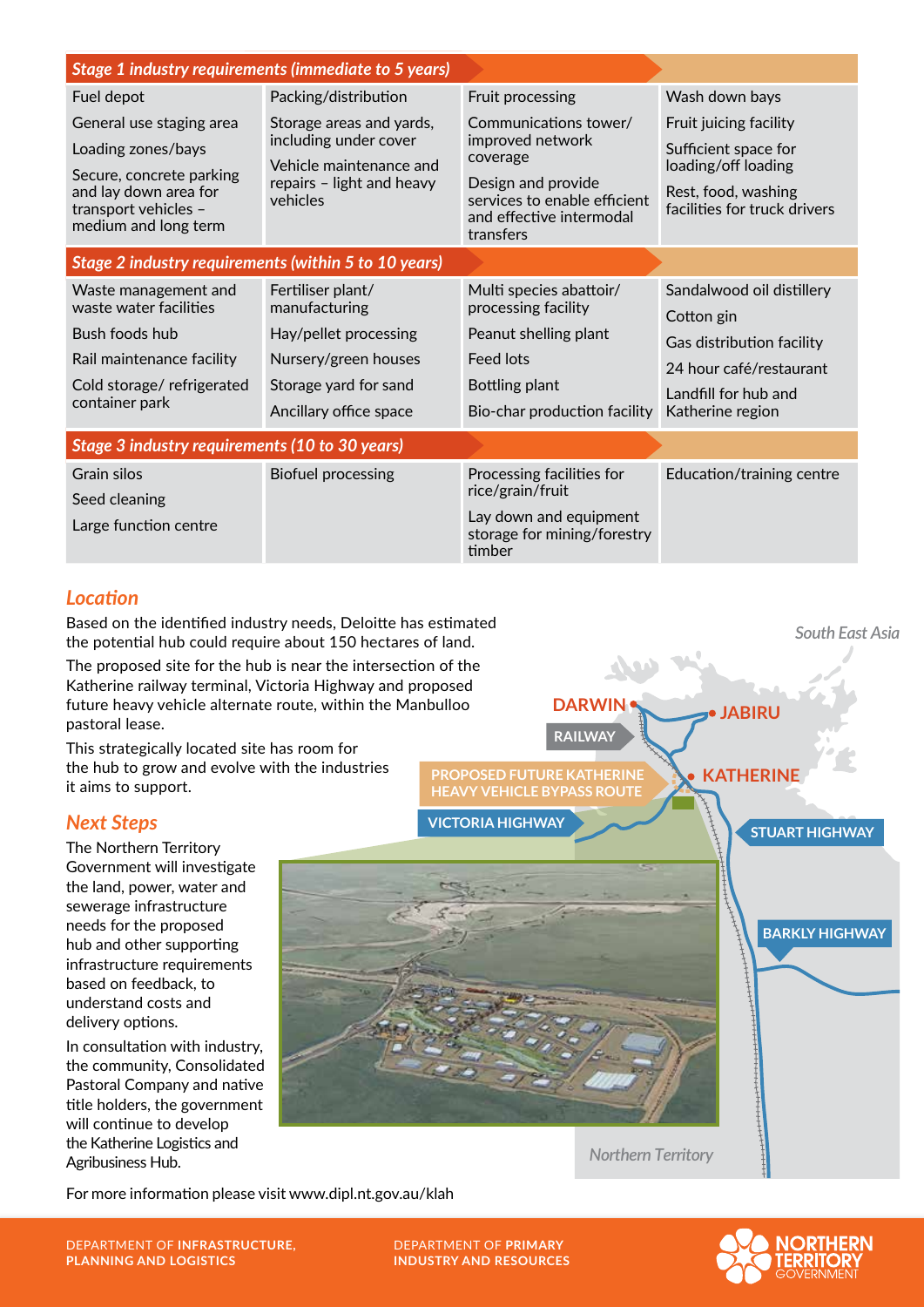| Stage 1 industry requirements (immediate to 5 years) | | | |
|---|---|---|---|
| Fuel depot | Packing/distribution | Fruit processing | Wash down bays |
| General use staging area | Storage areas and yards, including under cover | Communications tower/ improved network coverage | Fruit juicing facility |
| Loading zones/bays | Vehicle maintenance and repairs – light and heavy vehicles | Design and provide services to enable efficient and effective intermodal transfers | Sufficient space for loading/off loading |
| Secure, concrete parking and lay down area for transport vehicles – medium and long term | | | Rest, food, washing facilities for truck drivers |
| **Stage 2 industry requirements (within 5 to 10 years)** | | | |
| Waste management and waste water facilities | Fertiliser plant/ manufacturing | Multi species abattoir/ processing facility | Sandalwood oil distillery |
| Bush foods hub | Hay/pellet processing | Peanut shelling plant | Cotton gin |
| Rail maintenance facility | Nursery/green houses | Feed lots | Gas distribution facility |
| Cold storage/ refrigerated container park | Storage yard for sand | Bottling plant | 24 hour café/restaurant |
| | Ancillary office space | Bio-char production facility | Landfill for hub and Katherine region |
| **Stage 3 industry requirements (10 to 30 years)** | | | |
| Grain silos | Biofuel processing | Processing facilities for rice/grain/fruit | Education/training centre |
| Seed cleaning | | Lay down and equipment storage for mining/forestry timber | |
| Large function centre | | | |

## Location

Based on the identified industry needs, Deloitte has estimated the potential hub could require about 150 hectares of land.

The proposed site for the hub is near the intersection of the Katherine railway terminal, Victoria Highway and proposed future heavy vehicle alternate route, within the Manbulloo pastoral lease.

This strategically located site has room for the hub to grow and evolve with the industries it aims to support.

South East Asia

DARWIN

JABIRU

RAILWAY

PROPOSED FUTURE KATHERINE HEAVY VEHICLE BYPASS ROUTE

KATHERINE

VICTORIA HIGHWAY

STUART HIGHWAY

BARKLY HIGHWAY

Northern Territory

## Next Steps

The Northern Territory Government will investigate the land, power, water and sewerage infrastructure needs for the proposed hub and other supporting infrastructure requirements based on feedback, to understand costs and delivery options.

In consultation with industry, the community, Consolidated Pastoral Company and native title holders, the government will continue to develop the Katherine Logistics and Agribusiness Hub.

For more information please visit www.dipl.nt.gov.au/klah

DEPARTMENT OF **INFRASTRUCTURE, PLANNING AND LOGISTICS**

DEPARTMENT OF **PRIMARY INDUSTRY AND RESOURCES**

NORTHERN TERRITORY GOVERNMENT